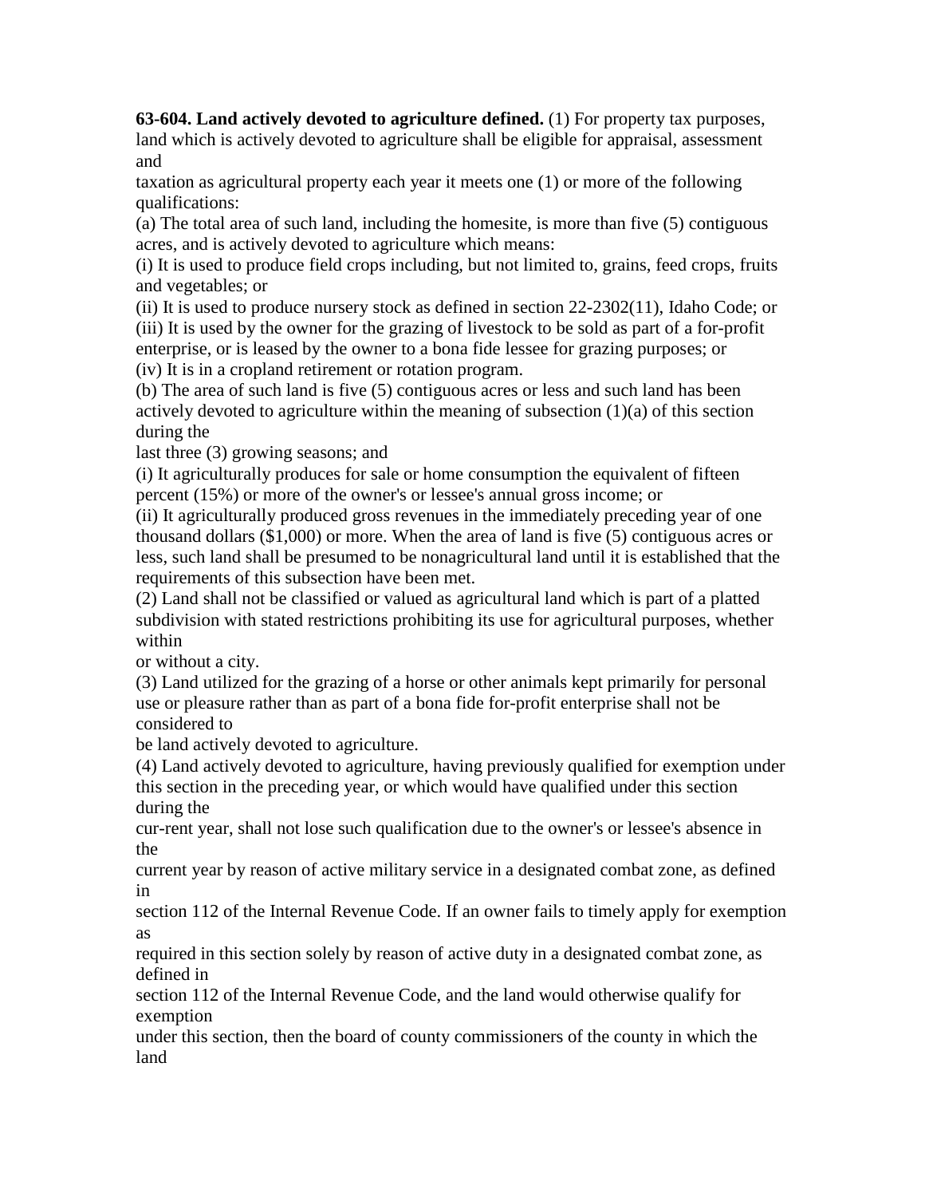**63-604. Land actively devoted to agriculture defined.** (1) For property tax purposes, land which is actively devoted to agriculture shall be eligible for appraisal, assessment and taxation as agricultural property each year it meets one (1) or more of the following qualifications:

(a) The total area of such land, including the homesite, is more than five (5) contiguous acres, and is actively devoted to agriculture which means:

(i) It is used to produce field crops including, but not limited to, grains, feed crops, fruits and vegetables; or

(ii) It is used to produce nursery stock as defined in section 22-2302(11), Idaho Code; or

(iii) It is used by the owner for the grazing of livestock to be sold as part of a for-profit enterprise, or is leased by the owner to a bona fide lessee for grazing purposes; or

(iv) It is in a cropland retirement or rotation program.

(b) The area of such land is five (5) contiguous acres or less and such land has been actively devoted to agriculture within the meaning of subsection (1)(a) of this section during the last three (3) growing seasons; and

(i) It agriculturally produces for sale or home consumption the equivalent of fifteen percent (15%) or more of the owner's or lessee's annual gross income; or

(ii) It agriculturally produced gross revenues in the immediately preceding year of one thousand dollars ($1,000) or more. When the area of land is five (5) contiguous acres or less, such land shall be presumed to be nonagricultural land until it is established that the requirements of this subsection have been met.

(2) Land shall not be classified or valued as agricultural land which is part of a platted subdivision with stated restrictions prohibiting its use for agricultural purposes, whether within or without a city.

(3) Land utilized for the grazing of a horse or other animals kept primarily for personal use or pleasure rather than as part of a bona fide for-profit enterprise shall not be considered to be land actively devoted to agriculture.

(4) Land actively devoted to agriculture, having previously qualified for exemption under this section in the preceding year, or which would have qualified under this section during the cur-rent year, shall not lose such qualification due to the owner's or lessee's absence in the current year by reason of active military service in a designated combat zone, as defined in section 112 of the Internal Revenue Code. If an owner fails to timely apply for exemption as required in this section solely by reason of active duty in a designated combat zone, as defined in section 112 of the Internal Revenue Code, and the land would otherwise qualify for exemption under this section, then the board of county commissioners of the county in which the land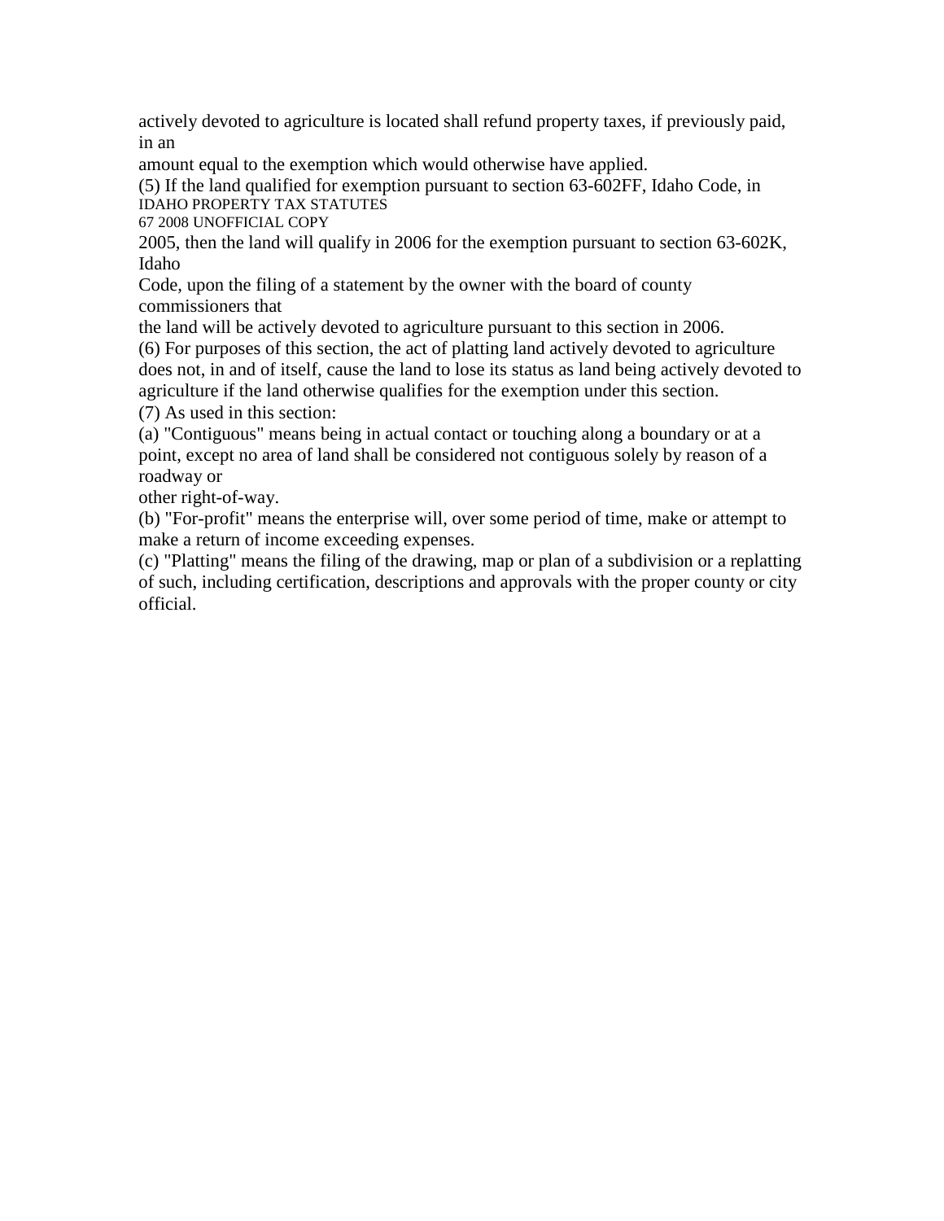actively devoted to agriculture is located shall refund property taxes, if previously paid, in an amount equal to the exemption which would otherwise have applied.

(5) If the land qualified for exemption pursuant to section 63-602FF, Idaho Code, in 2005, then the land will qualify in 2006 for the exemption pursuant to section 63-602K, Idaho Code, upon the filing of a statement by the owner with the board of county commissioners that the land will be actively devoted to agriculture pursuant to this section in 2006.

(6) For purposes of this section, the act of platting land actively devoted to agriculture does not, in and of itself, cause the land to lose its status as land being actively devoted to agriculture if the land otherwise qualifies for the exemption under this section.

(7) As used in this section:

(a) "Contiguous" means being in actual contact or touching along a boundary or at a point, except no area of land shall be considered not contiguous solely by reason of a roadway or other right-of-way.

(b) "For-profit" means the enterprise will, over some period of time, make or attempt to make a return of income exceeding expenses.

(c) "Platting" means the filing of the drawing, map or plan of a subdivision or a replatting of such, including certification, descriptions and approvals with the proper county or city official.